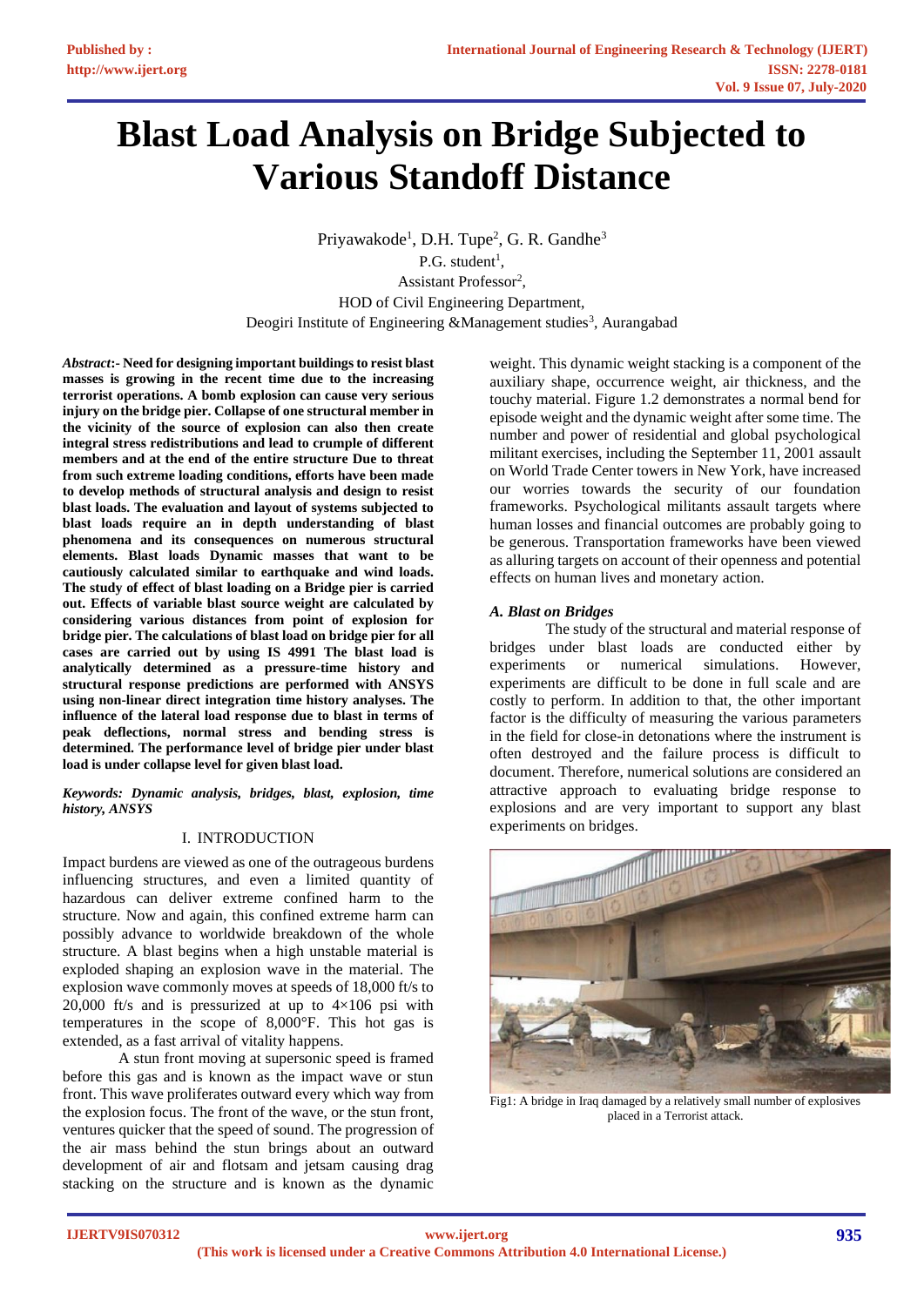# Blast Load Analysis on Bridge Subjected to Various Standoff Distance

Priyawakode[1], D.H. Tupe[2], G. R. Gandhe[3]

P.G. student[1],

Assistant Professor[2],

HOD of Civil Engineering Department,

Deogiri Institute of Engineering &Management studies[3], Aurangabad

***Abstract*:- Need for designing important buildings to resist blast masses is growing in the recent time due to the increasing terrorist operations. A bomb explosion can cause very serious injury on the bridge pier. Collapse of one structural member in the vicinity of the source of explosion can also then create integral stress redistributions and lead to crumple of different members and at the end of the entire structure Due to threat from such extreme loading conditions, efforts have been made to develop methods of structural analysis and design to resist blast loads. The evaluation and layout of systems subjected to blast loads require an in depth understanding of blast phenomena and its consequences on numerous structural elements. Blast loads Dynamic masses that want to be cautiously calculated similar to earthquake and wind loads. The study of effect of blast loading on a Bridge pier is carried out. Effects of variable blast source weight are calculated by considering various distances from point of explosion for bridge pier. The calculations of blast load on bridge pier for all cases are carried out by using IS 4991 The blast load is analytically determined as a pressure-time history and structural response predictions are performed with ANSYS using non-linear direct integration time history analyses. The influence of the lateral load response due to blast in terms of peak deflections, normal stress and bending stress is determined. The performance level of bridge pier under blast load is under collapse level for given blast load.**

***Keywords: Dynamic analysis, bridges, blast, explosion, time history, ANSYS***

## I. INTRODUCTION

Impact burdens are viewed as one of the outrageous burdens influencing structures, and even a limited quantity of hazardous can deliver extreme confined harm to the structure. Now and again, this confined extreme harm can possibly advance to worldwide breakdown of the whole structure. A blast begins when a high unstable material is exploded shaping an explosion wave in the material. The explosion wave commonly moves at speeds of 18,000 ft/s to 20,000 ft/s and is pressurized at up to 4×106 psi with temperatures in the scope of 8,000°F. This hot gas is extended, as a fast arrival of vitality happens.

A stun front moving at supersonic speed is framed before this gas and is known as the impact wave or stun front. This wave proliferates outward every which way from the explosion focus. The front of the wave, or the stun front, ventures quicker that the speed of sound. The progression of the air mass behind the stun brings about an outward development of air and flotsam and jetsam causing drag stacking on the structure and is known as the dynamic weight. This dynamic weight stacking is a component of the auxiliary shape, occurrence weight, air thickness, and the touchy material. Figure 1.2 demonstrates a normal bend for episode weight and the dynamic weight after some time. The number and power of residential and global psychological militant exercises, including the September 11, 2001 assault on World Trade Center towers in New York, have increased our worries towards the security of our foundation frameworks. Psychological militants assault targets where human losses and financial outcomes are probably going to be generous. Transportation frameworks have been viewed as alluring targets on account of their openness and potential effects on human lives and monetary action.

### *A. Blast on Bridges*

The study of the structural and material response of bridges under blast loads are conducted either by experiments or numerical simulations. However, experiments are difficult to be done in full scale and are costly to perform. In addition to that, the other important factor is the difficulty of measuring the various parameters in the field for close-in detonations where the instrument is often destroyed and the failure process is difficult to document. Therefore, numerical solutions are considered an attractive approach to evaluating bridge response to explosions and are very important to support any blast experiments on bridges.

Fig1: A bridge in Iraq damaged by a relatively small number of explosives placed in a Terrorist attack.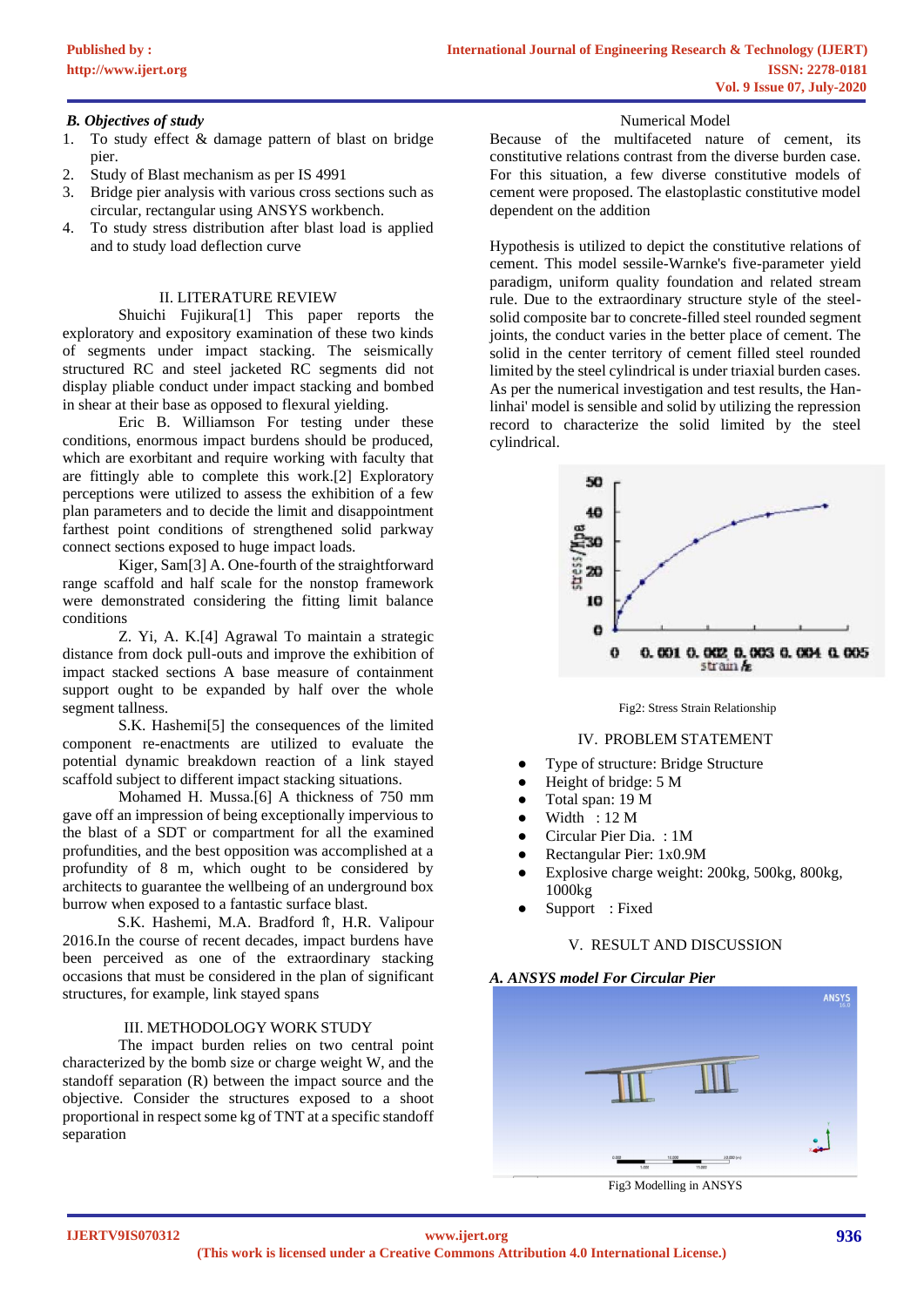### *B. Objectives of study*

1. To study effect & damage pattern of blast on bridge pier.
2. Study of Blast mechanism as per IS 4991
3. Bridge pier analysis with various cross sections such as circular, rectangular using ANSYS workbench.
4. To study stress distribution after blast load is applied and to study load deflection curve

## II. LITERATURE REVIEW

Shuichi Fujikura[1] This paper reports the exploratory and expository examination of these two kinds of segments under impact stacking. The seismically structured RC and steel jacketed RC segments did not display pliable conduct under impact stacking and bombed in shear at their base as opposed to flexural yielding.

Eric B. Williamson For testing under these conditions, enormous impact burdens should be produced, which are exorbitant and require working with faculty that are fittingly able to complete this work.[2] Exploratory perceptions were utilized to assess the exhibition of a few plan parameters and to decide the limit and disappointment farthest point conditions of strengthened solid parkway connect sections exposed to huge impact loads.

Kiger, Sam[3] A. One-fourth of the straightforward range scaffold and half scale for the nonstop framework were demonstrated considering the fitting limit balance conditions

Z. Yi, A. K.[4] Agrawal To maintain a strategic distance from dock pull-outs and improve the exhibition of impact stacked sections A base measure of containment support ought to be expanded by half over the whole segment tallness.

S.K. Hashemi[5] the consequences of the limited component re-enactments are utilized to evaluate the potential dynamic breakdown reaction of a link stayed scaffold subject to different impact stacking situations.

Mohamed H. Mussa.[6] A thickness of 750 mm gave off an impression of being exceptionally impervious to the blast of a SDT or compartment for all the examined profundities, and the best opposition was accomplished at a profundity of 8 m, which ought to be considered by architects to guarantee the wellbeing of an underground box burrow when exposed to a fantastic surface blast.

S.K. Hashemi, M.A. Bradford ⇑, H.R. Valipour 2016.In the course of recent decades, impact burdens have been perceived as one of the extraordinary stacking occasions that must be considered in the plan of significant structures, for example, link stayed spans

## III. METHODOLOGY WORK STUDY

The impact burden relies on two central point characterized by the bomb size or charge weight W, and the standoff separation (R) between the impact source and the objective. Consider the structures exposed to a shoot proportional in respect some kg of TNT at a specific standoff separation

Numerical Model

Because of the multifaceted nature of cement, its constitutive relations contrast from the diverse burden case. For this situation, a few diverse constitutive models of cement were proposed. The elastoplastic constitutive model dependent on the addition

Hypothesis is utilized to depict the constitutive relations of cement. This model sessile-Warnke's five-parameter yield paradigm, uniform quality foundation and related stream rule. Due to the extraordinary structure style of the steel-solid composite bar to concrete-filled steel rounded segment joints, the conduct varies in the better place of cement. The solid in the center territory of cement filled steel rounded limited by the steel cylindrical is under triaxial burden cases. As per the numerical investigation and test results, the Han-linhai' model is sensible and solid by utilizing the repression record to characterize the solid limited by the steel cylindrical.

Fig2: Stress Strain Relationship

## IV. PROBLEM STATEMENT

- Type of structure: Bridge Structure
- Height of bridge: 5 M
- Total span: 19 M
- Width : 12 M
- Circular Pier Dia. : 1M
- Rectangular Pier: 1x0.9M
- Explosive charge weight: 200kg, 500kg, 800kg, 1000kg
- Support : Fixed

## V. RESULT AND DISCUSSION

### *A. ANSYS model For Circular Pier*

Fig3 Modelling in ANSYS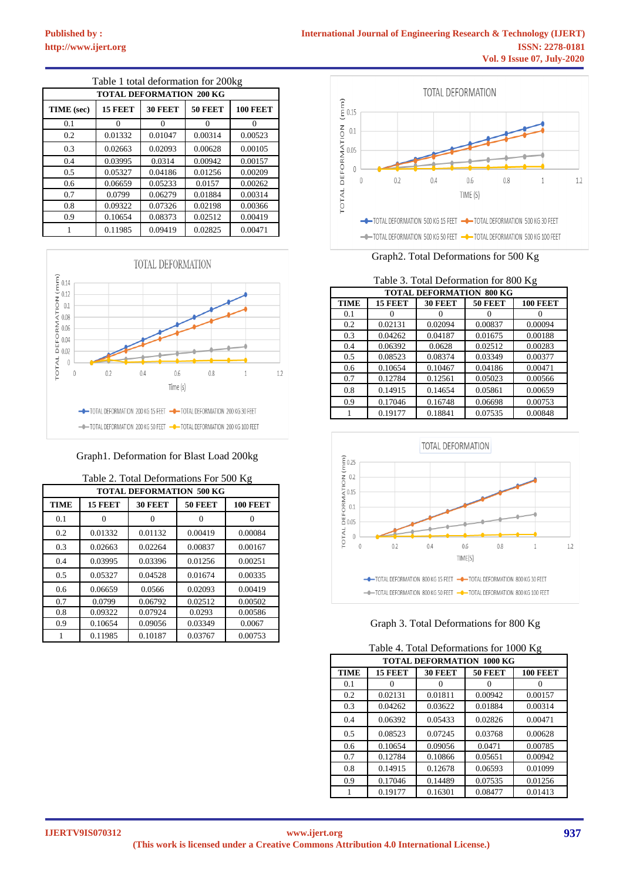Table 1 total deformation for 200kg

| TOTAL DEFORMATION 200 KG | | | | |
|---|---|---|---|---|
| TIME (sec) | 15 FEET | 30 FEET | 50 FEET | 100 FEET |
| 0.1 | 0 | 0 | 0 | 0 |
| 0.2 | 0.01332 | 0.01047 | 0.00314 | 0.00523 |
| 0.3 | 0.02663 | 0.02093 | 0.00628 | 0.00105 |
| 0.4 | 0.03995 | 0.0314 | 0.00942 | 0.00157 |
| 0.5 | 0.05327 | 0.04186 | 0.01256 | 0.00209 |
| 0.6 | 0.06659 | 0.05233 | 0.0157 | 0.00262 |
| 0.7 | 0.0799 | 0.06279 | 0.01884 | 0.00314 |
| 0.8 | 0.09322 | 0.07326 | 0.02198 | 0.00366 |
| 0.9 | 0.10654 | 0.08373 | 0.02512 | 0.00419 |
| 1 | 0.11985 | 0.09419 | 0.02825 | 0.00471 |

Graph1. Deformation for Blast Load 200kg

Table 2. Total Deformations For 500 Kg

| TOTAL DEFORMATION 500 KG | | | | |
|---|---|---|---|---|
| TIME | 15 FEET | 30 FEET | 50 FEET | 100 FEET |
| 0.1 | 0 | 0 | 0 | 0 |
| 0.2 | 0.01332 | 0.01132 | 0.00419 | 0.00084 |
| 0.3 | 0.02663 | 0.02264 | 0.00837 | 0.00167 |
| 0.4 | 0.03995 | 0.03396 | 0.01256 | 0.00251 |
| 0.5 | 0.05327 | 0.04528 | 0.01674 | 0.00335 |
| 0.6 | 0.06659 | 0.0566 | 0.02093 | 0.00419 |
| 0.7 | 0.0799 | 0.06792 | 0.02512 | 0.00502 |
| 0.8 | 0.09322 | 0.07924 | 0.0293 | 0.00586 |
| 0.9 | 0.10654 | 0.09056 | 0.03349 | 0.0067 |
| 1 | 0.11985 | 0.10187 | 0.03767 | 0.00753 |

Graph2. Total Deformations for 500 Kg

Table 3. Total Deformation for 800 Kg

| TOTAL DEFORMATION 800 KG | | | | |
|---|---|---|---|---|
| TIME | 15 FEET | 30 FEET | 50 FEET | 100 FEET |
| 0.1 | 0 | 0 | 0 | 0 |
| 0.2 | 0.02131 | 0.02094 | 0.00837 | 0.00094 |
| 0.3 | 0.04262 | 0.04187 | 0.01675 | 0.00188 |
| 0.4 | 0.06392 | 0.0628 | 0.02512 | 0.00283 |
| 0.5 | 0.08523 | 0.08374 | 0.03349 | 0.00377 |
| 0.6 | 0.10654 | 0.10467 | 0.04186 | 0.00471 |
| 0.7 | 0.12784 | 0.12561 | 0.05023 | 0.00566 |
| 0.8 | 0.14915 | 0.14654 | 0.05861 | 0.00659 |
| 0.9 | 0.17046 | 0.16748 | 0.06698 | 0.00753 |
| 1 | 0.19177 | 0.18841 | 0.07535 | 0.00848 |

Graph 3. Total Deformations for 800 Kg

Table 4. Total Deformations for 1000 Kg

| TOTAL DEFORMATION 1000 KG | | | | |
|---|---|---|---|---|
| TIME | 15 FEET | 30 FEET | 50 FEET | 100 FEET |
| 0.1 | 0 | 0 | 0 | 0 |
| 0.2 | 0.02131 | 0.01811 | 0.00942 | 0.00157 |
| 0.3 | 0.04262 | 0.03622 | 0.01884 | 0.00314 |
| 0.4 | 0.06392 | 0.05433 | 0.02826 | 0.00471 |
| 0.5 | 0.08523 | 0.07245 | 0.03768 | 0.00628 |
| 0.6 | 0.10654 | 0.09056 | 0.0471 | 0.00785 |
| 0.7 | 0.12784 | 0.10866 | 0.05651 | 0.00942 |
| 0.8 | 0.14915 | 0.12678 | 0.06593 | 0.01099 |
| 0.9 | 0.17046 | 0.14489 | 0.07535 | 0.01256 |
| 1 | 0.19177 | 0.16301 | 0.08477 | 0.01413 |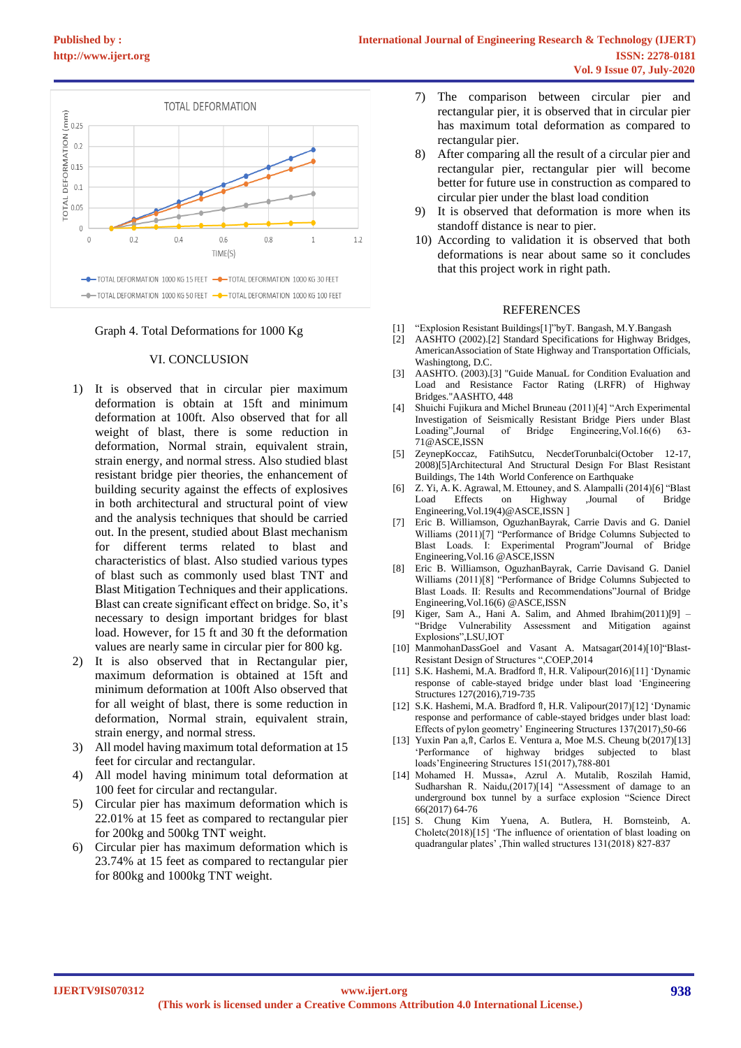TOTAL DEFORMATION

TOTAL DEFORMATION (mm)

0.25
0.2
0.15
0.1
0.05
0

0 0.2 0.4 0.6 0.8 1 1.2

TIME(S)

TOTAL DEFORMATION 1000 KG 15 FEET
TOTAL DEFORMATION 1000 KG 30 FEET
TOTAL DEFORMATION 1000 KG 50 FEET
TOTAL DEFORMATION 1000 KG 100 FEET

Graph 4. Total Deformations for 1000 Kg

## VI. CONCLUSION

1) It is observed that in circular pier maximum deformation is obtain at 15ft and minimum deformation at 100ft. Also observed that for all weight of blast, there is some reduction in deformation, Normal strain, equivalent strain, strain energy, and normal stress. Also studied blast resistant bridge pier theories, the enhancement of building security against the effects of explosives in both architectural and structural point of view and the analysis techniques that should be carried out. In the present, studied about Blast mechanism for different terms related to blast and characteristics of blast. Also studied various types of blast such as commonly used blast TNT and Blast Mitigation Techniques and their applications. Blast can create significant effect on bridge. So, it's necessary to design important bridges for blast load. However, for 15 ft and 30 ft the deformation values are nearly same in circular pier for 800 kg.
2) It is also observed that in Rectangular pier, maximum deformation is obtained at 15ft and minimum deformation at 100ft Also observed that for all weight of blast, there is some reduction in deformation, Normal strain, equivalent strain, strain energy, and normal stress.
3) All model having maximum total deformation at 15 feet for circular and rectangular.
4) All model having minimum total deformation at 100 feet for circular and rectangular.
5) Circular pier has maximum deformation which is 22.01% at 15 feet as compared to rectangular pier for 200kg and 500kg TNT weight.
6) Circular pier has maximum deformation which is 23.74% at 15 feet as compared to rectangular pier for 800kg and 1000kg TNT weight.
7) The comparison between circular pier and rectangular pier, it is observed that in circular pier has maximum total deformation as compared to rectangular pier.
8) After comparing all the result of a circular pier and rectangular pier, rectangular pier will become better for future use in construction as compared to circular pier under the blast load condition
9) It is observed that deformation is more when its standoff distance is near to pier.
10) According to validation it is observed that both deformations is near about same so it concludes that this project work in right path.

## REFERENCES

[1] "Explosion Resistant Buildings[1]"byT. Bangash, M.Y.Bangash
[2] AASHTO (2002).[2] Standard Specifications for Highway Bridges, AmericanAssociation of State Highway and Transportation Officials, Washingtong, D.C.
[3] AASHTO. (2003).[3] "Guide ManuaL for Condition Evaluation and Load and Resistance Factor Rating (LRFR) of Highway Bridges."AASHTO, 448
[4] Shuichi Fujikura and Michel Bruneau (2011)[4] "Arch Experimental Investigation of Seismically Resistant Bridge Piers under Blast Loading",Journal of Bridge Engineering,Vol.16(6) 63-71@ASCE,ISSN
[5] ZeynepKoccaz, FatihSutcu, NecdetTorunbalci(October 12-17, 2008)[5]Architectural And Structural Design For Blast Resistant Buildings, The 14th World Conference on Earthquake
[6] Z. Yi, A. K. Agrawal, M. Ettouney, and S. Alampalli (2014)[6] "Blast Load Effects on Highway ,Journal of Bridge Engineering,Vol.19(4)@ASCE,ISSN ]
[7] Eric B. Williamson, OguzhanBayrak, Carrie Davis and G. Daniel Williams (2011)[7] "Performance of Bridge Columns Subjected to Blast Loads. I: Experimental Program"Journal of Bridge Engineering,Vol.16 @ASCE,ISSN
[8] Eric B. Williamson, OguzhanBayrak, Carrie Davisand G. Daniel Williams (2011)[8] "Performance of Bridge Columns Subjected to Blast Loads. II: Results and Recommendations"Journal of Bridge Engineering,Vol.16(6) @ASCE,ISSN
[9] Kiger, Sam A., Hani A. Salim, and Ahmed Ibrahim(2011)[9] – "Bridge Vulnerability Assessment and Mitigation against Explosions",LSU,IOT
[10] ManmohanDassGoel and Vasant A. Matsagar(2014)[10]"Blast-Resistant Design of Structures ",COEP,2014
[11] S.K. Hashemi, M.A. Bradford ⇑, H.R. Valipour(2016)[11] 'Dynamic response of cable-stayed bridge under blast load 'Engineering Structures 127(2016),719-735
[12] S.K. Hashemi, M.A. Bradford ⇑, H.R. Valipour(2017)[12] 'Dynamic response and performance of cable-stayed bridges under blast load: Effects of pylon geometry' Engineering Structures 137(2017),50-66
[13] Yuxin Pan a,⇑, Carlos E. Ventura a, Moe M.S. Cheung b(2017)[13] 'Performance of highway bridges subjected to blast loads'Engineering Structures 151(2017),788-801
[14] Mohamed H. Mussa⁎, Azrul A. Mutalib, Roszilah Hamid, Sudharshan R. Naidu,(2017)[14] "Assessment of damage to an underground box tunnel by a surface explosion "Science Direct 66(2017) 64-76
[15] S. Chung Kim Yuena, A. Butlera, H. Bornsteinb, A. Choletc(2018)[15] 'The influence of orientation of blast loading on quadrangular plates' ,Thin walled structures 131(2018) 827-837